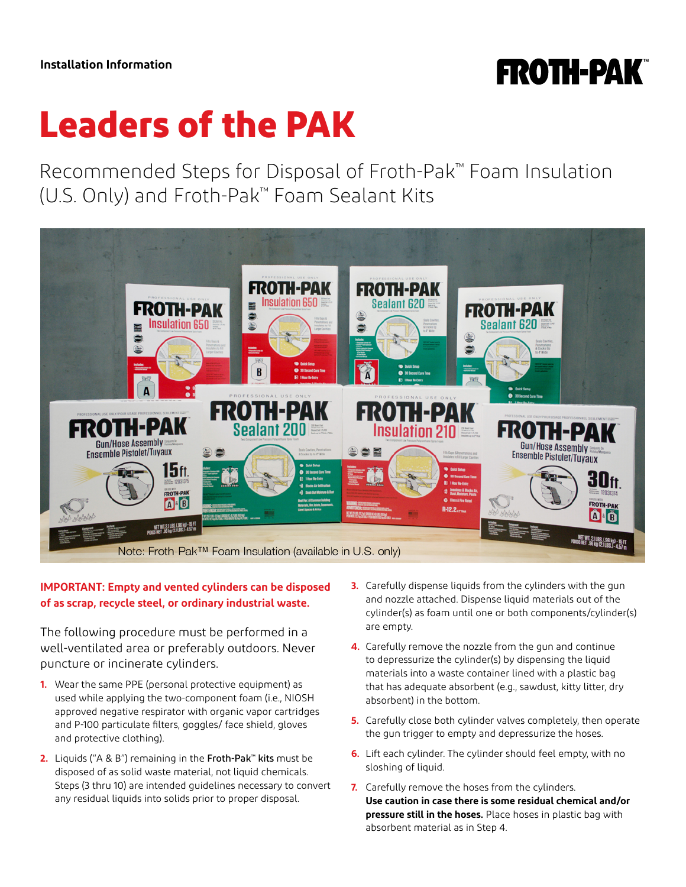Installation Information

FROTH-PAK™

# Leaders of the PAK

## Recommended Steps for Disposal of Froth-Pak™ Foam Insulation (U.S. Only) and Froth-Pak™ Foam Sealant Kits

Note: Froth-Pak™ Foam Insulation (available in U.S. only)

**IMPORTANT: Empty and vented cylinders can be disposed of as scrap, recycle steel, or ordinary industrial waste.**

The following procedure must be performed in a well-ventilated area or preferably outdoors. Never puncture or incinerate cylinders.

1. Wear the same PPE (personal protective equipment) as used while applying the two-component foam (i.e., NIOSH approved negative respirator with organic vapor cartridges and P-100 particulate filters, goggles/ face shield, gloves and protective clothing).
2. Liquids ("A & B") remaining in the **Froth-Pak™ kits** must be disposed of as solid waste material, not liquid chemicals. Steps (3 thru 10) are intended guidelines necessary to convert any residual liquids into solids prior to proper disposal.
3. Carefully dispense liquids from the cylinders with the gun and nozzle attached. Dispense liquid materials out of the cylinder(s) as foam until one or both components/cylinder(s) are empty.
4. Carefully remove the nozzle from the gun and continue to depressurize the cylinder(s) by dispensing the liquid materials into a waste container lined with a plastic bag that has adequate absorbent (e.g., sawdust, kitty litter, dry absorbent) in the bottom.
5. Carefully close both cylinder valves completely, then operate the gun trigger to empty and depressurize the hoses.
6. Lift each cylinder. The cylinder should feel empty, with no sloshing of liquid.
7. Carefully remove the hoses from the cylinders. **Use caution in case there is some residual chemical and/or pressure still in the hoses.** Place hoses in plastic bag with absorbent material as in Step 4.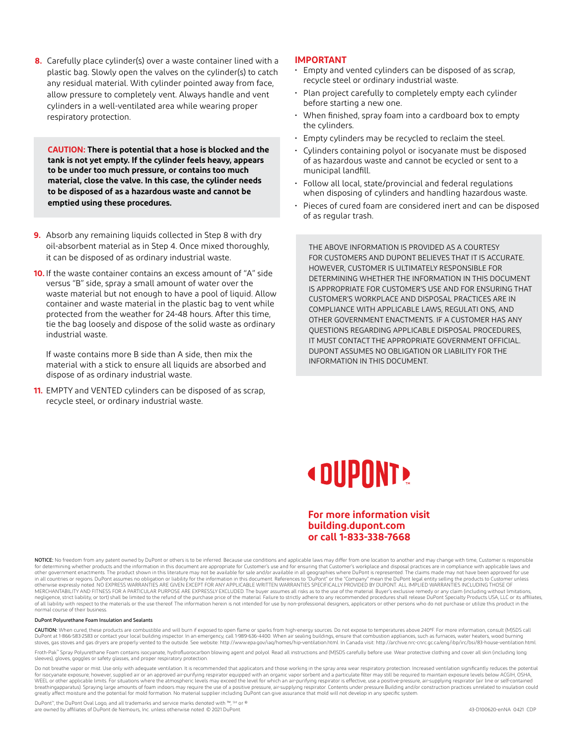8. Carefully place cylinder(s) over a waste container lined with a plastic bag. Slowly open the valves on the cylinder(s) to catch any residual material. With cylinder pointed away from face, allow pressure to completely vent. Always handle and vent cylinders in a well-ventilated area while wearing proper respiratory protection.

**CAUTION: There is potential that a hose is blocked and the tank is not yet empty. If the cylinder feels heavy, appears to be under too much pressure, or contains too much material, close the valve. In this case, the cylinder needs to be disposed of as a hazardous waste and cannot be emptied using these procedures.**

9. Absorb any remaining liquids collected in Step 8 with dry oil-absorbent material as in Step 4. Once mixed thoroughly, it can be disposed of as ordinary industrial waste.

10. If the waste container contains an excess amount of "A" side versus "B" side, spray a small amount of water over the waste material but not enough to have a pool of liquid. Allow container and waste material in the plastic bag to vent while protected from the weather for 24-48 hours. After this time, tie the bag loosely and dispose of the solid waste as ordinary industrial waste.

    If waste contains more B side than A side, then mix the material with a stick to ensure all liquids are absorbed and dispose of as ordinary industrial waste.

11. EMPTY and VENTED cylinders can be disposed of as scrap, recycle steel, or ordinary industrial waste.

## IMPORTANT

- Empty and vented cylinders can be disposed of as scrap, recycle steel or ordinary industrial waste.
- Plan project carefully to completely empty each cylinder before starting a new one.
- When finished, spray foam into a cardboard box to empty the cylinders.
- Empty cylinders may be recycled to reclaim the steel.
- Cylinders containing polyol or isocyanate must be disposed of as hazardous waste and cannot be ecycled or sent to a municipal landfill.
- Follow all local, state/provincial and federal regulations when disposing of cylinders and handling hazardous waste.
- Pieces of cured foam are considered inert and can be disposed of as regular trash.

THE ABOVE INFORMATION IS PROVIDED AS A COURTESY FOR CUSTOMERS AND DUPONT BELIEVES THAT IT IS ACCURATE. HOWEVER, CUSTOMER IS ULTIMATELY RESPONSIBLE FOR DETERMINING WHETHER THE INFORMATION IN THIS DOCUMENT IS APPROPRIATE FOR CUSTOMER'S USE AND FOR ENSURING THAT CUSTOMER'S WORKPLACE AND DISPOSAL PRACTICES ARE IN COMPLIANCE WITH APPLICABLE LAWS, REGULATI ONS, AND OTHER GOVERNMENT ENACTMENTS. IF A CUSTOMER HAS ANY QUESTIONS REGARDING APPLICABLE DISPOSAL PROCEDURES, IT MUST CONTACT THE APPROPRIATE GOVERNMENT OFFICIAL. DUPONT ASSUMES NO OBLIGATION OR LIABILITY FOR THE INFORMATION IN THIS DOCUMENT.

DUPONT™

**For more information visit building.dupont.com or call 1-833-338-7668**

NOTICE: No freedom from any patent owned by DuPont or others is to be inferred. Because use conditions and applicable laws may differ from one location to another and may change with time, Customer is responsible for determining whether products and the information in this document are appropriate for Customer's use and for ensuring that Customer's workplace and disposal practices are in compliance with applicable laws and other government enactments. The product shown in this literature may not be available for sale and/or available in all geographies where DuPont is represented. The claims made may not have been approved for use in all countries or regions. DuPont assumes no obligation or liability for the information in this document. References to "DuPont" or the "Company" mean the DuPont legal entity selling the products to Customer unless otherwise expressly noted. NO EXPRESS WARRANTIES ARE GIVEN EXCEPT FOR ANY APPLICABLE WRITTEN WARRANTIES SPECIFICALLY PROVIDED BY DUPONT. ALL IMPLIED WARRANTIES INCLUDING THOSE OF MERCHANTABILITY AND FITNESS FOR A PARTICULAR PURPOSE ARE EXPRESSLY EXCLUDED. The buyer assumes all risks as to the use of the material. Buyer's exclusive remedy or any claim (including without limitations, negligence, strict liability, or tort) shall be limited to the refund of the purchase price of the material. Failure to strictly adhere to any recommended procedures shall release DuPont Specialty Products USA, LLC or its affiliates, of all liability with respect to the materials or the use thereof. The information herein is not intended for use by non-professional designers, applicators or other persons who do not purchase or utilize this product in the normal course of their business.

**DuPont Polyurethane Foam Insulation and Sealants**

CAUTION: When cured, these products are combustible and will burn if exposed to open flame or sparks from high-energy sources. Do not expose to temperatures above 240ºF. For more information, consult (M)SDS call DuPont at 1-866-583-2583 or contact your local building inspector. In an emergency, call 1-989-636-4400. When air sealing buildings, ensure that combustion appliances, such as furnaces, water heaters, wood burning stoves, gas stoves and gas dryers are properly vented to the outside. See website: http://www.epa.gov/iaq/homes/hip-ventilation.html. In Canada visit: http://archive.nrc-cnrc.gc.ca/eng/ibp/irc/bsi/83-house-ventilation.html.

Froth-Pak™ Spray Polyurethane Foam contains isocyanate, hydrofluorocarbon blowing agent and polyol. Read all instructions and (M)SDS carefully before use. Wear protective clothing and cover all skin (including long sleeves), gloves, goggles or safety glasses, and proper respiratory protection.

Do not breathe vapor or mist. Use only with adequate ventilation. It is recommended that applicators and those working in the spray area wear respiratory protection. Increased ventilation significantly reduces the potential for isocyanate exposure; however, supplied air or an approved air-purifying respirator equipped with an organic vapor sorbent and a particulate filter may still be required to maintain exposure levels below ACGIH, OSHA, WEEL or other applicable limits. For situations where the atmospheric levels may exceed the level for which an air-purifying respirator is effective, use a positive-pressure, air-supplying respirator (air line or self-contained breathingapparatus). Spraying large amounts of foam indoors may require the use of a positive pressure, air-supplying respirator. Contents under pressure Building and/or construction practices unrelated to insulation could greatly affect moisture and the potential for mold formation. No material supplier including DuPont can give assurance that mold will not develop in any specific system.

DuPont™, the DuPont Oval Logo, and all trademarks and service marks denoted with ™, ℠ or ® are owned by affiliates of DuPont de Nemours, Inc. unless otherwise noted. © 2021 DuPont.

43-D100620-enNA 0421 CDP